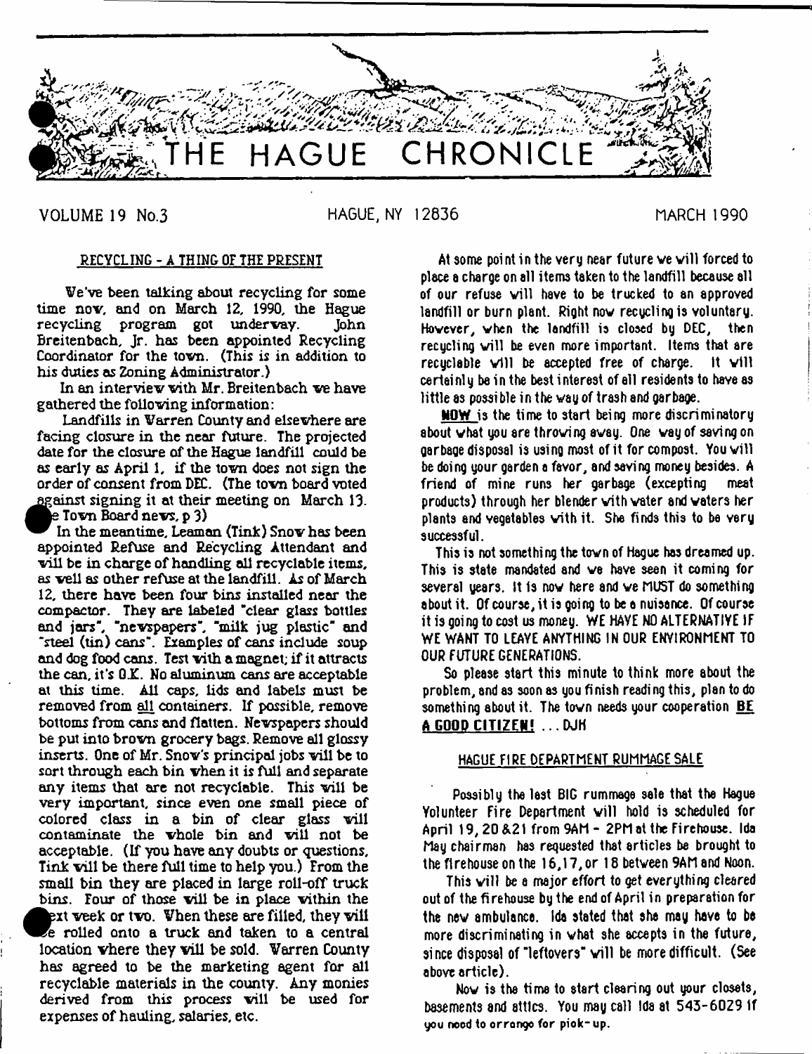# THE HAGUE CHRONICLE

VOLUME 19 No.3 HAGUE, NY 12836 MARCH 1990

## RECYCLING - A THING OF THE PRESENT

We've been talking about recycling for some time now, and on March 12, 1990, the Hague recycling program got underway. John Breitenbach, Jr. has been appointed Recycling Coordinator for the town. (This is in addition to his duties as Zoning Administrator.)

In an interview with Mr. Breitenbach we have gathered the following information:

Landfills in Warren County and elsewhere are facing closure in the near future. The projected date for the closure of the Hague landfill could be as early as April 1, if the town does not sign the order of consent from DEC. (The town board voted against signing it at their meeting on March 13. See Town Board news, p 3)

In the meantime, Leaman (Tink) Snow has been appointed Refuse and Recycling Attendant and will be in charge of handling all recyclable items, as well as other refuse at the landfill. As of March 12, there have been four bins installed near the compactor. They are labeled "clear glass bottles and jars", "newspapers", "milk jug plastic" and "steel (tin) cans". Examples of cans include soup and dog food cans. Test with a magnet; if it attracts the can, it's O.K. No aluminum cans are acceptable at this time. All caps, lids and labels must be removed from all containers. If possible, remove bottoms from cans and flatten. Newspapers should be put into brown grocery bags. Remove all glossy inserts. One of Mr. Snow's principal jobs will be to sort through each bin when it is full and separate any items that are not recyclable. This will be very important, since even one small piece of colored class in a bin of clear glass will contaminate the whole bin and will not be acceptable. (If you have any doubts or questions, Tink will be there full time to help you.) From the small bin they are placed in large roll-off truck bins. Four of those will be in place within the next week or two. When these are filled, they will be rolled onto a truck and taken to a central location where they will be sold. Warren County has agreed to be the marketing agent for all recyclable materials in the county. Any monies derived from this process will be used for expenses of hauling, salaries, etc.

At some point in the very near future we will forced to place a charge on all items taken to the landfill because all of our refuse will have to be trucked to an approved landfill or burn plant. Right now recycling is voluntary. However, when the landfill is closed by DEC, then recycling will be even more important. Items that are recyclable will be accepted free of charge. It will certainly be in the best interest of all residents to have as little as possible in the way of trash and garbage.

**NOW** is the time to start being more discriminatory about what you are throwing away. One way of saving on garbage disposal is using most of it for compost. You will be doing your garden a favor, and saving money besides. A friend of mine runs her garbage (excepting meat products) through her blender with water and waters her plants and vegetables with it. She finds this to be very successful.

This is not something the town of Hague has dreamed up. This is state mandated and we have seen it coming for several years. It is now here and we MUST do something about it. Of course, it is going to be a nuisance. Of course it is going to cost us money. WE HAVE NO ALTERNATIVE IF WE WANT TO LEAVE ANYTHING IN OUR ENVIRONMENT TO OUR FUTURE GENERATIONS.

So please start this minute to think more about the problem, and as soon as you finish reading this, plan to do something about it. The town needs your cooperation **BE A GOOD CITIZEN!** ... DJH

## HAGUE FIRE DEPARTMENT RUMMAGE SALE

Possibly the last BIG rummage sale that the Hague Volunteer Fire Department will hold is scheduled for April 19, 20 & 21 from 9AM - 2PM at the Firehouse. Ida May chairman has requested that articles be brought to the firehouse on the 16, 17, or 18 between 9AM and Noon.

This will be a major effort to get everything cleared out of the firehouse by the end of April in preparation for the new ambulance. Ida stated that she may have to be more discriminating in what she accepts in the future, since disposal of "leftovers" will be more difficult. (See above article).

Now is the time to start clearing out your closets, basements and attics. You may call Ida at 543-6029 if you need to arrange for pick-up.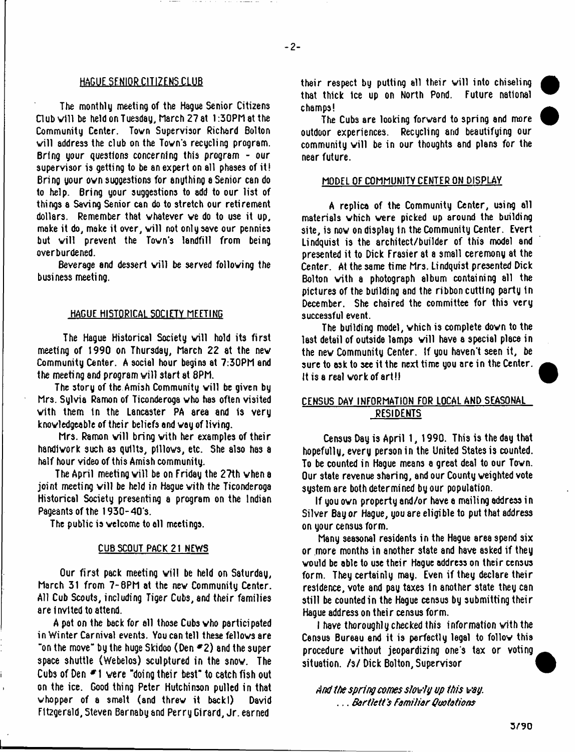## HAGUE SENIOR CITIZENS CLUB

The monthly meeting of the Hague Senior Citizens Club will be held on Tuesday, March 27 at 1:30PM at the Community Center. Town Supervisor Richard Bolton will address the club on the Town's recycling program. Bring your questions concerning this program - our supervisor is getting to be an expert on all phases of it! Bring your own suggestions for anything a Senior can do to help. Bring your suggestions to add to our list of things a Saving Senior can do to stretch our retirement dollars. Remember that whatever we do to use it up, make it do, make it over, will not only save our pennies but will prevent the Town's landfill from being overburdened.

Beverage and dessert will be served following the business meeting.

## HAGUE HISTORICAL SOCIETY MEETING

The Hague Historical Society will hold its first meeting of 1990 on Thursday, March 22 at the new Community Center. A social hour begins at 7:30PM and the meeting and program will start at 8PM.

The story of the Amish Community will be given by Mrs. Sylvia Ramon of Ticonderoga who has often visited with them in the Lancaster PA area and is very knowledgeable of their beliefs and way of living.

Mrs. Ramon will bring with her examples of their handiwork such as quilts, pillows, etc. She also has a half hour video of this Amish community.

The April meeting will be on Friday the 27th when a joint meeting will be held in Hague with the Ticonderoga Historical Society presenting a program on the Indian Pageants of the 1930-40's.

The public is welcome to all meetings.

## CUB SCOUT PACK 21 NEWS

Our first pack meeting will be held on Saturday, March 31 from 7-8PM at the new Community Center. All Cub Scouts, including Tiger Cubs, and their families are invited to attend.

A pat on the back for all those Cubs who participated in Winter Carnival events. You can tell these fellows are "on the move" by the huge Skidoo (Den #2) and the super space shuttle (Webelos) sculptured in the snow. The Cubs of Den #1 were "doing their best" to catch fish out on the ice. Good thing Peter Hutchinson pulled in that whopper of a smelt (and threw it back!) David Fitzgerald, Steven Barnaby and Perry Girard, Jr. earned their respect by putting all their will into chiseling that thick ice up on North Pond. Future national champs!

The Cubs are looking forward to spring and more outdoor experiences. Recycling and beautifying our community will be in our thoughts and plans for the near future.

## MODEL OF COMMUNITY CENTER ON DISPLAY

A replica of the Community Center, using all materials which were picked up around the building site, is now on display in the Community Center. Evert Lindquist is the architect/builder of this model and presented it to Dick Frasier at a small ceremony at the Center. At the same time Mrs. Lindquist presented Dick Bolton with a photograph album containing all the pictures of the building and the ribbon cutting party in December. She chaired the committee for this very successful event.

The building model, which is complete down to the last detail of outside lamps will have a special place in the new Community Center. If you haven't seen it, be sure to ask to see it the next time you are in the Center. It is a real work of art!!

## CENSUS DAY INFORMATION FOR LOCAL AND SEASONAL RESIDENTS

Census Day is April 1, 1990. This is the day that hopefully, every person in the United States is counted. To be counted in Hague means a great deal to our Town. Our state revenue sharing, and our County weighted vote system are both determined by our population.

If you own property and/or have a mailing address in Silver Bay or Hague, you are eligible to put that address on your census form.

Many seasonal residents in the Hague area spend six or more months in another state and have asked if they would be able to use their Hague address on their census form. They certainly may. Even if they declare their residence, vote and pay taxes in another state they can still be counted in the Hague census by submitting their Hague address on their census form.

I have thoroughly checked this information with the Census Bureau and it is perfectly legal to follow this procedure without jeopardizing one's tax or voting situation. /s/ Dick Bolton, Supervisor

*And the spring comes slowly up this way.*
*... Bartlett's Familiar Quotations*

3/90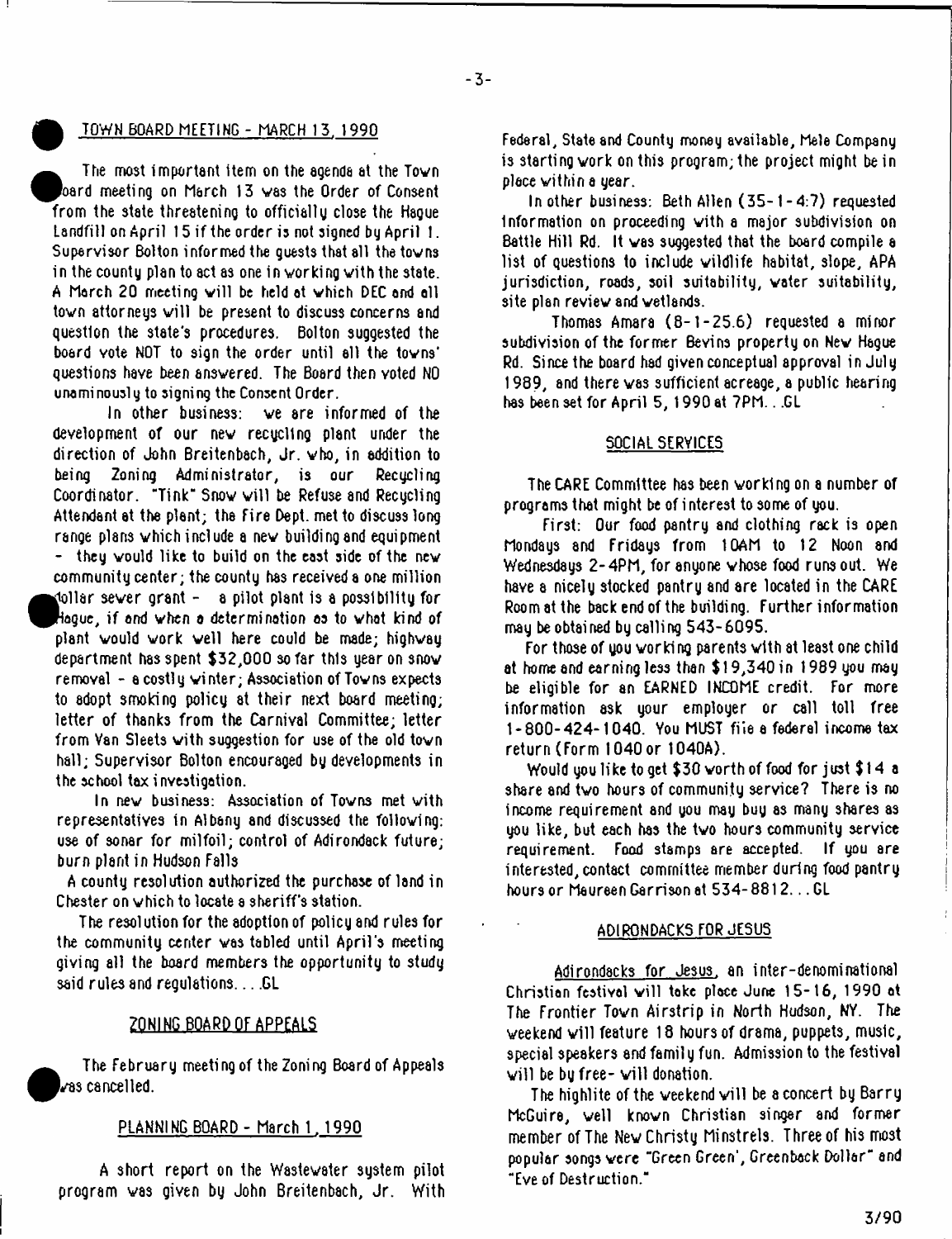## TOWN BOARD MEETING - MARCH 13, 1990

The most important item on the agenda at the Town Board meeting on March 13 was the Order of Consent from the state threatening to officially close the Hague Landfill on April 15 if the order is not signed by April 1. Supervisor Bolton informed the guests that all the towns in the county plan to act as one in working with the state. A March 20 meeting will be held at which DEC and all town attorneys will be present to discuss concerns and question the state's procedures. Bolton suggested the board vote NOT to sign the order until all the towns' questions have been answered. The Board then voted NO unaminously to signing the Consent Order.

In other business: we are informed of the development of our new recycling plant under the direction of John Breitenbach, Jr. who, in addition to being Zoning Administrator, is our Recycling Coordinator. "Tink" Snow will be Refuse and Recycling Attendant at the plant; the Fire Dept. met to discuss long range plans which include a new building and equipment - they would like to build on the east side of the new community center; the county has received a one million dollar sewer grant - a pilot plant is a possibility for Hague, if and when a determination as to what kind of plant would work well here could be made; highway department has spent $32,000 so far this year on snow removal - a costly winter; Association of Towns expects to adopt smoking policy at their next board meeting; letter of thanks from the Carnival Committee; letter from Van Sleets with suggestion for use of the old town hall; Supervisor Bolton encouraged by developments in the school tax investigation.

In new business: Association of Towns met with representatives in Albany and discussed the following: use of sonar for milfoil; control of Adirondack future; burn plant in Hudson Falls

A county resolution authorized the purchase of land in Chester on which to locate a sheriff's station.

The resolution for the adoption of policy and rules for the community center was tabled until April's meeting giving all the board members the opportunity to study said rules and regulations....GL

## ZONING BOARD OF APPEALS

The February meeting of the Zoning Board of Appeals was cancelled.

## PLANNING BOARD - March 1, 1990

A short report on the Wastewater system pilot program was given by John Breitenbach, Jr. With Federal, State and County money available, Mele Company is starting work on this program; the project might be in place within a year.

In other business: Beth Allen (35-1-4:7) requested information on proceeding with a major subdivision on Battle Hill Rd. It was suggested that the board compile a list of questions to include wildlife habitat, slope, APA jurisdiction, roads, soil suitability, water suitability, site plan review and wetlands.

Thomas Amara (8-1-25.6) requested a minor subdivision of the former Bevins property on New Hague Rd. Since the board had given conceptual approval in July 1989, and there was sufficient acreage, a public hearing has been set for April 5, 1990 at 7PM...GL

## SOCIAL SERVICES

The CARE Committee has been working on a number of programs that might be of interest to some of you.

First: Our food pantry and clothing rack is open Mondays and Fridays from 10AM to 12 Noon and Wednesdays 2-4PM, for anyone whose food runs out. We have a nicely stocked pantry and are located in the CARE Room at the back end of the building. Further information may be obtained by calling 543-6095.

For those of you working parents with at least one child at home and earning less than $19,340 in 1989 you may be eligible for an EARNED INCOME credit. For more information ask your employer or call toll free 1-800-424-1040. You MUST file a federal income tax return (Form 1040 or 1040A).

Would you like to get $30 worth of food for just $14 a share and two hours of community service? There is no income requirement and you may buy as many shares as you like, but each has the two hours community service requirement. Food stamps are accepted. If you are interested, contact committee member during food pantry hours or Maureen Garrison at 534-8812...GL

## ADIRONDACKS FOR JESUS

Adirondacks for Jesus, an inter-denominational Christian festival will take place June 15-16, 1990 at The Frontier Town Airstrip in North Hudson, NY. The weekend will feature 18 hours of drama, puppets, music, special speakers and family fun. Admission to the festival will be by free-will donation.

The highlite of the weekend will be a concert by Barry McGuire, well known Christian singer and former member of The New Christy Minstrels. Three of his most popular songs were "Green Green", Greenback Dollar" and "Eve of Destruction."

3/90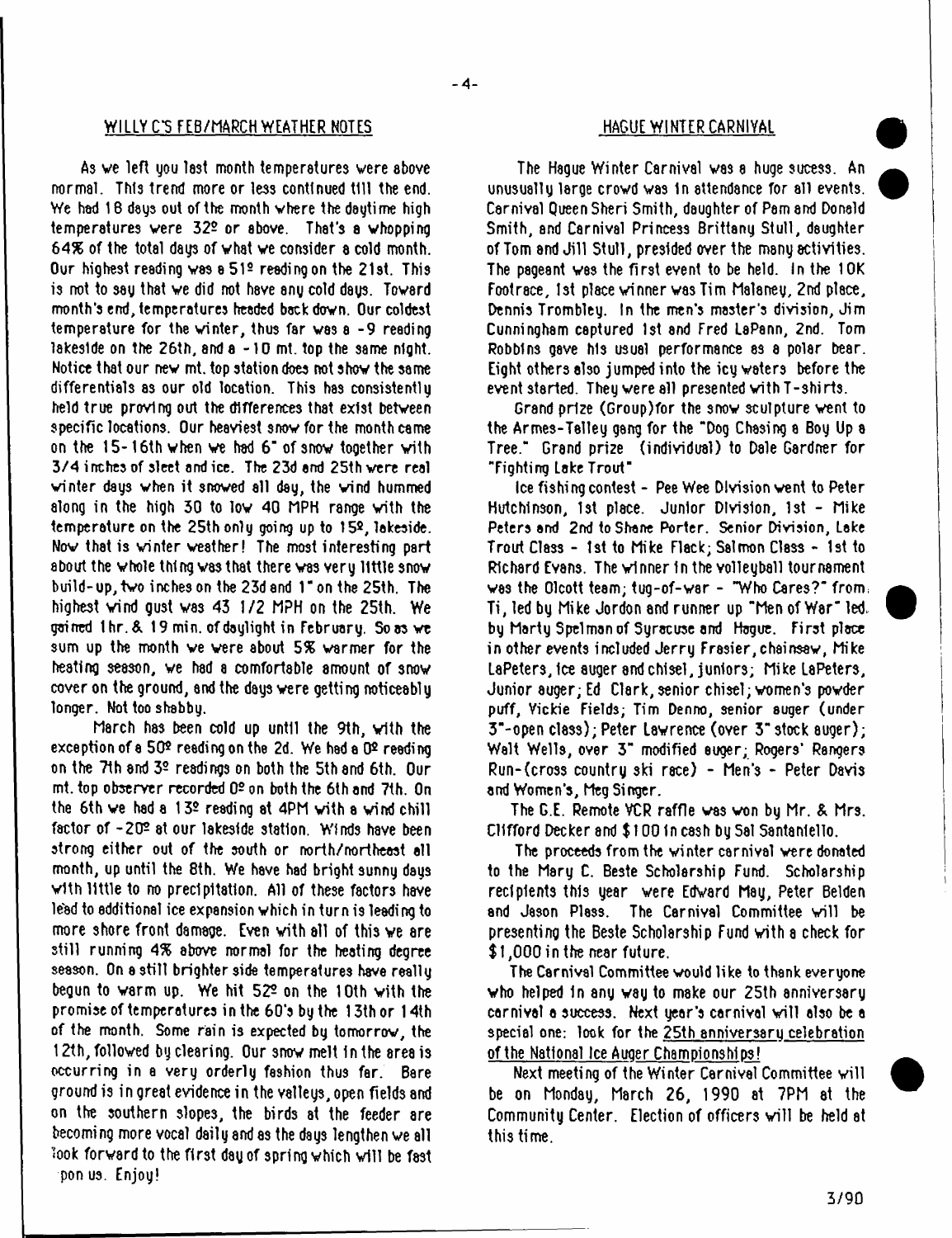## WILLY C'S FEB/MARCH WEATHER NOTES

As we left you last month temperatures were above normal. This trend more or less continued till the end. We had 18 days out of the month where the daytime high temperatures were 32º or above. That's a whopping 64% of the total days of what we consider a cold month. Our highest reading was a 51º reading on the 21st. This is not to say that we did not have any cold days. Toward month's end, temperatures headed back down. Our coldest temperature for the winter, thus far was a -9 reading lakeside on the 26th, and a -10 mt. top the same night. Notice that our new mt. top station does not show the same differentials as our old location. This has consistently held true proving out the differences that exist between specific locations. Our heaviest snow for the month came on the 15-16th when we had 6" of snow together with 3/4 inches of sleet and ice. The 23d and 25th were real winter days when it snowed all day, the wind hummed along in the high 30 to low 40 MPH range with the temperature on the 25th only going up to 15º, lakeside. Now that is winter weather! The most interesting part about the whole thing was that there was very little snow build-up, two inches on the 23d and 1" on the 25th. The highest wind gust was 43 1/2 MPH on the 25th. We gained 1 hr. & 19 min. of daylight in February. So as we sum up the month we were about 5% warmer for the heating season, we had a comfortable amount of snow cover on the ground, and the days were getting noticeably longer. Not too shabby.

March has been cold up until the 9th, with the exception of a 50º reading on the 2d. We had a 0º reading on the 7th and 3º readings on both the 5th and 6th. Our mt. top observer recorded 0º on both the 6th and 7th. On the 6th we had a 13º reading at 4PM with a wind chill factor of -20º at our lakeside station. Winds have been strong either out of the south or north/northeast all month, up until the 8th. We have had bright sunny days with little to no precipitation. All of these factors have lead to additional ice expansion which in turn is leading to more shore front damage. Even with all of this we are still running 4% above normal for the heating degree season. On a still brighter side temperatures have really begun to warm up. We hit 52º on the 10th with the promise of temperatures in the 60's by the 13th or 14th of the month. Some rain is expected by tomorrow, the 12th, followed by clearing. Our snow melt in the area is occurring in a very orderly fashion thus far. Bare ground is in great evidence in the valleys, open fields and on the southern slopes, the birds at the feeder are becoming more vocal daily and as the days lengthen we all look forward to the first day of spring which will be fast upon us. Enjoy!

## HAGUE WINTER CARNIVAL

The Hague Winter Carnival was a huge sucess. An unusually large crowd was in attendance for all events. Carnival Queen Sheri Smith, daughter of Pam and Donald Smith, and Carnival Princess Brittany Stull, daughter of Tom and Jill Stull, presided over the many activities. The pageant was the first event to be held. In the 10K Footrace, 1st place winner was Tim Maloney, 2nd place, Dennis Trombley. In the men's master's division, Jim Cunningham captured 1st and Fred LaPann, 2nd. Tom Robbins gave his usual performance as a polar bear. Eight others also jumped into the icy waters before the event started. They were all presented with T-shirts.

Grand prize (Group)for the snow sculpture went to the Armes-Talley gang for the "Dog Chasing a Boy Up a Tree." Grand prize (individual) to Dale Gardner for "Fighting Lake Trout"

Ice fishing contest - Pee Wee Division went to Peter Hutchinson, 1st place. Junior Division, 1st - Mike Peters and 2nd to Shane Porter. Senior Division, Lake Trout Class - 1st to Mike Flack; Salmon Class - 1st to Richard Evans. The winner in the volleyball tournament was the Olcott team; tug-of-war - "Who Cares?" from Ti, led by Mike Jordon and runner up "Men of War" led by Marty Spelman of Syracuse and Hague. First place in other events included Jerry Frasier, chainsaw, Mike LaPeters, ice auger and chisel, juniors; Mike LaPeters, Junior auger; Ed Clark, senior chisel; women's powder puff, Vickie Fields; Tim Denno, senior auger (under 3"-open class); Peter Lawrence (over 3" stock auger); Walt Wells, over 3" modified auger; Rogers' Rangers Run-(cross country ski race) - Men's - Peter Davis and Women's, Meg Singer.

The G.E. Remote VCR raffle was won by Mr. & Mrs. Clifford Decker and $100 in cash by Sal Santaniello.

The proceeds from the winter carnival were donated to the Mary C. Beste Scholarship Fund. Scholarship recipients this year were Edward May, Peter Belden and Jason Plass. The Carnival Committee will be presenting the Beste Scholarship Fund with a check for $1,000 in the near future.

The Carnival Committee would like to thank everyone who helped in any way to make our 25th anniversary carnival a success. Next year's carnival will also be a special one: look for the 25th anniversary celebration of the National Ice Auger Championships!

Next meeting of the Winter Carnival Committee will be on Monday, March 26, 1990 at 7PM at the Community Center. Election of officers will be held at this time.

3/90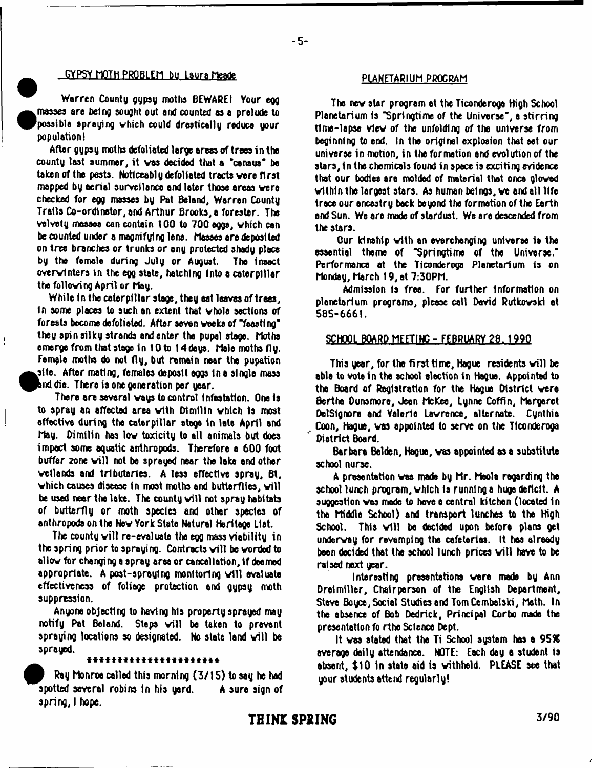## GYPSY MOTH PROBLEM by Laura Meade

Warren County gypsy moths BEWARE! Your egg masses are being sought out and counted as a prelude to possible spraying which could drastically reduce your population!

After gypsy moths defoliated large areas of trees in the county last summer, it was decided that a "census" be taken of the pests. Noticeably defoliated tracts were first mapped by aerial surveilance and later those areas were checked for egg masses by Pat Beland, Warren County Trails Co-ordinator, and Arthur Brooks, a forester. The velvety masses can contain 100 to 700 eggs, which can be counted under a magnifying lens. Masses are deposited on tree branches or trunks or any protected shady place by the female during July or August. The insect overwinters in the egg state, hatching into a caterpillar the following April or May.

While in the caterpillar stage, they eat leaves of trees, in some places to such an extent that whole sections of forests become defoliated. After seven weeks of "feasting" they spin silky strands and enter the pupal stage. Moths emerge from that stage in 10 to 14 days. Male moths fly. Female moths do not fly, but remain near the pupation site. After mating, females deposit eggs in a single mass and die. There is one generation per year.

There are several ways to control infestation. One is to spray an affected area with Dimilin which is most effective during the caterpillar stage in late April and May. Dimilin has low toxicity to all animals but does impact some aquatic anthropods. Therefore a 600 foot buffer zone will not be sprayed near the lake and other wetlands and tributaries. A less effective spray, Bt, which causes disease in most moths and butterflies, will be used near the lake. The county will not spray habitats of butterfly or moth species and other species of anthropods on the New York State Natural Heritage List.

The county will re-evaluate the egg mass viability in the spring prior to spraying. Contracts will be worded to allow for changing a spray area or cancellation, if deemed appropriate. A post-spraying monitoring will evaluate effectiveness of foliage protection and gypsy moth suppression.

Anyone objecting to having his property sprayed may notify Pat Beland. Steps will be taken to prevent spraying locations so designated. No state land will be sprayed.

**********************

Ray Monroe called this morning (3/15) to say he had spotted several robins in his yard. A sure sign of spring, I hope.

## PLANETARIUM PROGRAM

The new star program at the Ticonderoga High School Planetarium is "Springtime of the Universe", a stirring time-lapse view of the unfolding of the universe from beginning to end. In the original explosion that set our universe in motion, in the formation and evolution of the stars, in the chemicals found in space is exciting evidence that our bodies are molded of material that once glowed within the largest stars. As human beings, we and all life trace our ancestry back beyond the formation of the Earth and Sun. We are made of stardust. We are descended from the stars.

Our kinship with an everchanging universe is the essential theme of "Springtime of the Universe." Performance at the Ticonderoga Planetarium is on Monday, March 19, at 7:30PM.

Admission is free. For further information on planetarium programs, please call David Rutkowski at 585-6661.

## SCHOOL BOARD MEETING - FEBRUARY 28, 1990

This year, for the first time, Hague residents will be able to vote in the school election in Hague. Appointed to the Board of Registration for the Hague District were Bertha Dunsmore, Jean McKee, Lynne Coffin, Margaret DelSignore and Valerie Lawrence, alternate. Cynthia Coon, Hague, was appointed to serve on the Ticonderoga District Board.

Barbara Belden, Hague, was appointed as a substitute school nurse.

A presentation was made by Mr. Meola regarding the school lunch program, which is running a huge deficit. A suggestion was made to have a central kitchen (located in the Middle School) and transport lunches to the High School. This will be decided upon before plans get underway for revamping the cafeterias. It has already been decided that the school lunch prices will have to be raised next year.

Interesting presentations were made by Ann Dreimiller, Chairperson of the English Department, Steve Boyce, Social Studies and Tom Cembalski, Math. In the absence of Bob Dedrick, Principal Corbo made the presentation fo rthe Science Dept.

It was stated that the Ti School system has a 95% average daily attendance. NOTE: Each day a student is absent, $10 in state aid is withheld. PLEASE see that your students attend regularly!

**THINK SPRING**

3/90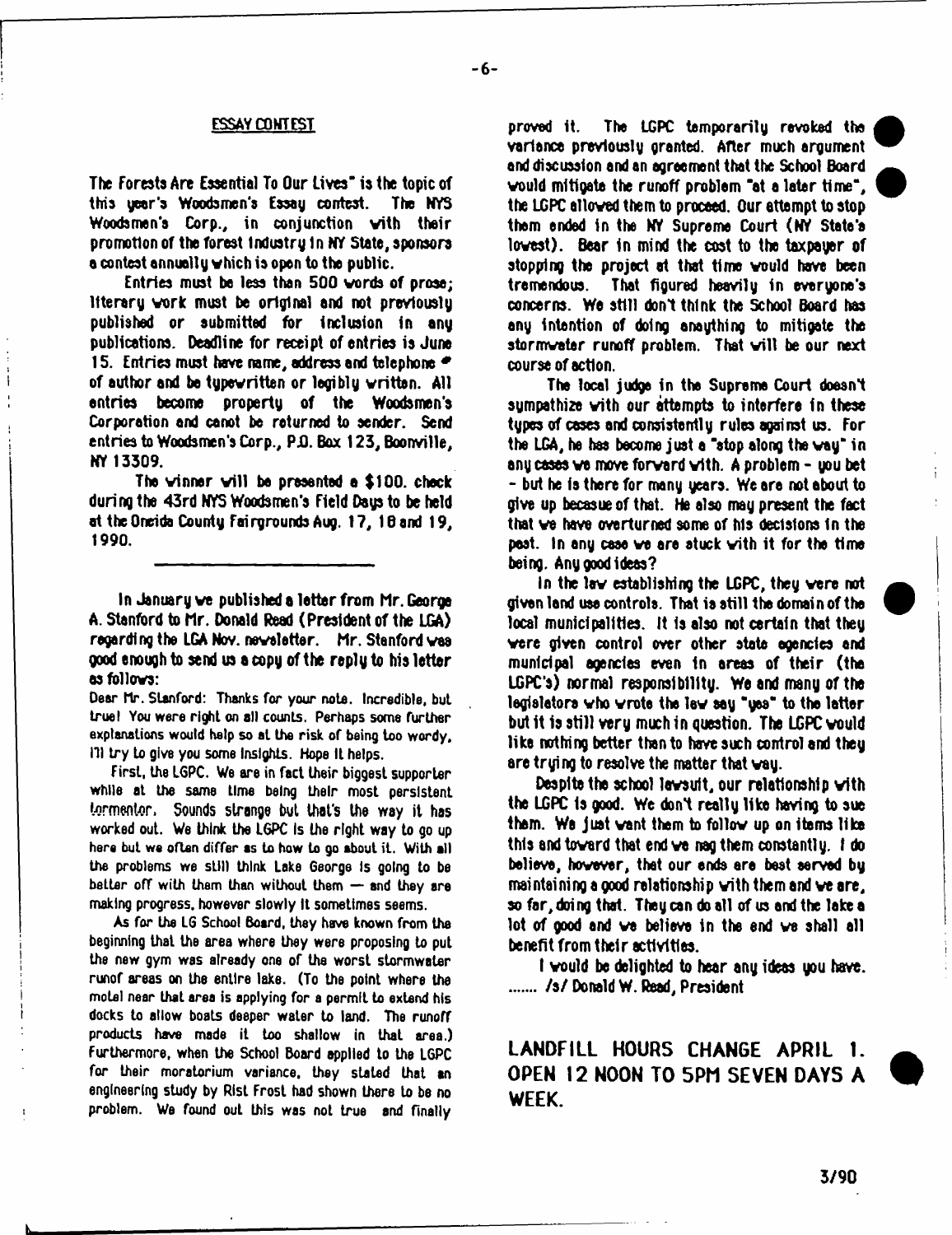## ESSAY CONTEST

The Forests Are Essential To Our Lives" is the topic of this year's Woodsmen's Essay contest. The NYS Woodsmen's Corp., in conjunction with their promotion of the forest industry in NY State, sponsors a contest annually which is open to the public.

Entries must be less than 500 words of prose; literary work must be original and not previously published or submitted for inclusion in any publications. Deadline for receipt of entries is June 15. Entries must have name, address and telephone # of author and be typewritten or legibly written. All entries become property of the Woodsmen's Corporation and canot be returned to sender. Send entries to Woodsmen's Corp., P.O. Box 123, Boonville, NY 13309.

The winner will be presented a $100. check during the 43rd NYS Woodsmen's Field Days to be held at the Oneida County Fairgrounds Aug. 17, 18 and 19, 1990.

---

In January we published a letter from Mr. George A. Stanford to Mr. Donald Read (President of the LGA) regarding the LGA Nov. newsletter. Mr. Stanford was good enough to send us a copy of the reply to his letter as follows:

Dear Mr. Stanford: Thanks for your note. Incredible, but true! You were right on all counts. Perhaps some further explanations would help so at the risk of being too wordy, I'll try to give you some insights. Hope it helps.

First, the LGPC. We are in fact their biggest supporter while at the same time being their most persistent tormentor. Sounds strange but that's the way it has worked out. We think the LGPC is the right way to go up here but we often differ as to how to go about it. With all the problems we still think Lake George is going to be better off with them than without them — and they are making progress, however slowly it sometimes seems.

As for the LG School Board, they have known from the beginning that the area where they were proposing to put the new gym was already one of the worst stormwater runof areas on the entire lake. (To the point where the motel near that area is applying for a permit to extend his docks to allow boats deeper water to land. The runoff products have made it too shallow in that area.) Furthermore, when the School Board applied to the LGPC for their moratorium variance, they stated that an engineering study by Rist Frost had shown there to be no problem. We found out this was not true and finally proved it. The LGPC temporarily revoked the variance previously granted. After much argument and discussion and an agreement that the School Board would mitigate the runoff problem "at a later time", the LGPC allowed them to proceed. Our attempt to stop them ended in the NY Supreme Court (NY State's lowest). Bear in mind the cost to the taxpayer of stopping the project at that time would have been tremendous. That figured heavily in everyone's concerns. We still don't think the School Board has any intention of doing anaything to mitigate the stormwater runoff problem. That will be our next course of action.

The local judge in the Supreme Court doesn't sympathize with our attempts to interfere in these types of cases and consistently rules against us. For the LGA, he has become just a "stop along the way" in any cases we move forward with. A problem - you bet - but he is there for many years. We are not about to give up becasue of that. He also may present the fact that we have overturned some of his decisions in the past. In any case we are stuck with it for the time being. Any good ideas?

In the law establishing the LGPC, they were not given land use controls. That is still the domain of the local municipalities. It is also not certain that they were given control over other state agencies and municipal agencies even in areas of their (the LGPC's) normal responsibility. We and many of the legislators who wrote the law say "yes" to the latter but it is still very much in question. The LGPC would like nothing better than to have such control and they are trying to resolve the matter that way.

Despite the school lawsuit, our relationship with the LGPC is good. We don't really like having to sue them. We just want them to follow up on items like this and toward that end we nag them constantly. I do believe, however, that our ends are best served by maintaining a good relationship with them and we are, so far, doing that. They can do all of us and the lake a lot of good and we believe in the end we shall all benefit from their activities.

I would be delighted to hear any ideas you have. ....... /s/ Donald W. Read, President

## LANDFILL HOURS CHANGE APRIL 1. OPEN 12 NOON TO 5PM SEVEN DAYS A WEEK.

3/90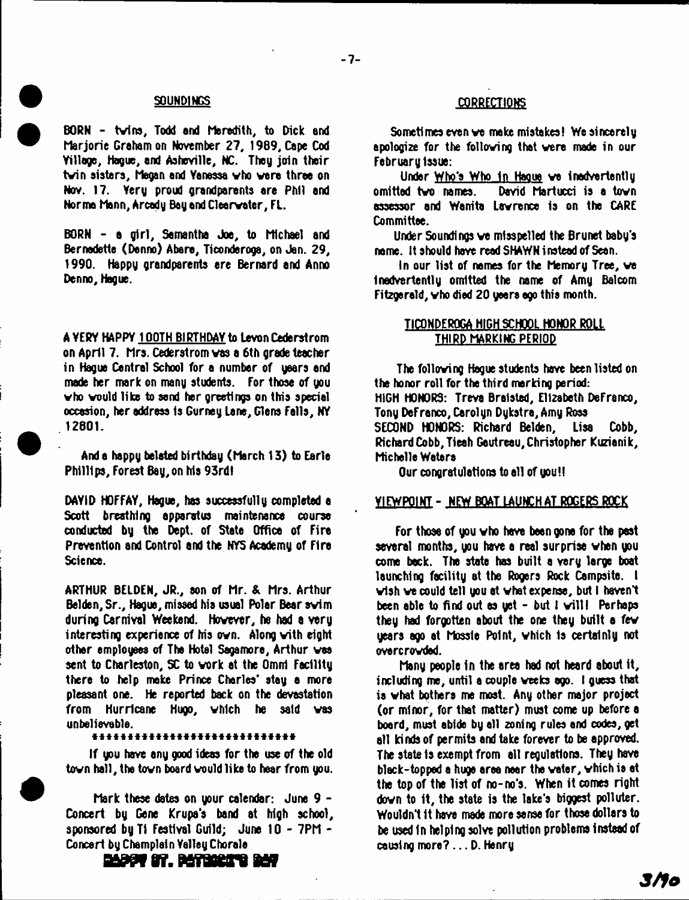## SOUNDINGS

BORN - twins, Todd and Meredith, to Dick and Marjorie Graham on November 27, 1989, Cape Cod Village, Hague, and Asheville, NC. They join their twin sisters, Megan and Vanessa who were three on Nov. 17. Very proud grandparents are Phil and Norma Mann, Arcady Bay and Clearwater, FL.

BORN - a girl, Samantha Joe, to Michael and Bernadette (Denno) Abare, Ticonderoga, on Jan. 29, 1990. Happy grandparents are Bernard and Anna Denno, Hague.

A VERY HAPPY 100TH BIRTHDAY to Levon Cederstrom on April 7. Mrs. Cederstrom was a 6th grade teacher in Hague Central School for a number of years and made her mark on many students. For those of you who would like to send her greetings on this special occasion, her address is Gurney Lane, Glens Falls, NY 12801.

And a happy belated birthday (March 13) to Earle Phillips, Forest Bay, on his 93rd!

DAVID HOFFAY, Hague, has successfully completed a Scott breathing apparatus maintenance course conducted by the Dept. of State Office of Fire Prevention and Control and the NYS Academy of Fire Science.

ARTHUR BELDEN, JR., son of Mr. & Mrs. Arthur Belden, Sr., Hague, missed his usual Polar Bear swim during Carnival Weekend. However, he had a very interesting experience of his own. Along with eight other employees of The Hotel Sagamore, Arthur was sent to Charleston, SC to work at the Omni Facility there to help make Prince Charles' stay a more pleasant one. He reported back on the devastation from Hurricane Hugo, which he said was unbelievable.

******************************

If you have any good ideas for the use of the old town hall, the town board would like to hear from you.

Mark these dates on your calendar: June 9 - Concert by Gene Krupa's band at high school, sponsored by Ti Festival Guild; June 10 - 7PM - Concert by Champlain Valley Chorale

HAPPY ST. PATRICK'S DAY

## CORRECTIONS

Sometimes even we make mistakes! We sincerely apologize for the following that were made in our February issue:

Under Who's Who in Hague we inadvertently omitted two names. David Martucci is a town assessor and Wanita Lawrence is on the CARE Committee.

Under Soundings we misspelled the Brunet baby's name. It should have read SHAWN instead of Sean.

In our list of names for the Memory Tree, we inadvertently omitted the name of Amy Balcom Fitzgerald, who died 20 years ago this month.

## TICONDEROGA HIGH SCHOOL HONOR ROLL THIRD MARKING PERIOD

The following Hague students have been listed on the honor roll for the third marking period:

HIGH HONORS: Treva Braisted, Elizabeth DeFranco, Tony DeFranco, Carolyn Dykstra, Amy Ross

SECOND HONORS: Richard Belden, Lisa Cobb, Richard Cobb, Tieah Gautreau, Christopher Kuzianik, Michelle Waters

Our congratulations to all of you!!

## VIEWPOINT - NEW BOAT LAUNCH AT ROGERS ROCK

For those of you who have been gone for the past several months, you have a real surprise when you come back. The state has built a very large boat launching facility at the Rogers Rock Campsite. I wish we could tell you at what expense, but I haven't been able to find out as yet - but I will! Perhaps they had forgotten about the one they built a few years ago at Mossie Point, which is certainly not overcrowded.

Many people in the area had not heard about it, including me, until a couple weeks ago. I guess that is what bothers me most. Any other major project (or minor, for that matter) must come up before a board, must abide by all zoning rules and codes, get all kinds of permits and take forever to be approved. The state is exempt from all regulations. They have black-topped a huge area near the water, which is at the top of the list of no-no's. When it comes right down to it, the state is the lake's biggest polluter. Wouldn't it have made more sense for those dollars to be used in helping solve pollution problems instead of causing more? ... D. Henry

3/90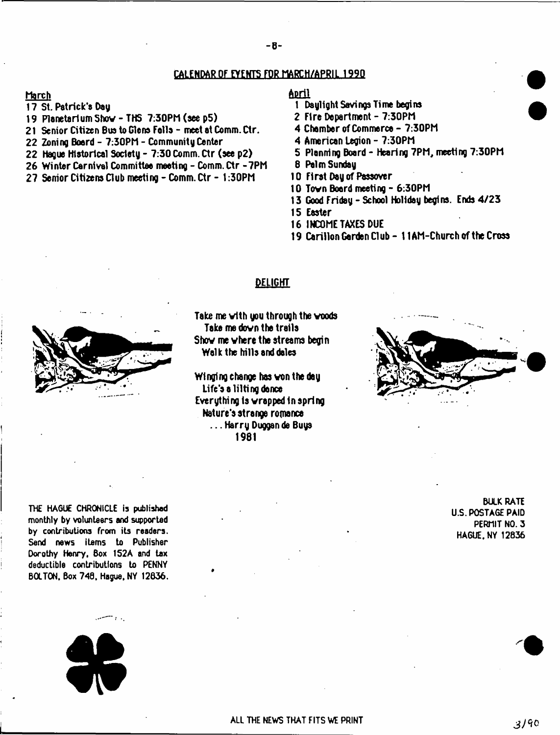## CALENDAR OF EVENTS FOR MARCH/APRIL 1990

**March**

17 St. Patrick's Day
19 Planetarium Show - THS 7:30PM (see p5)
21 Senior Citizen Bus to Glens Falls - meet at Comm. Ctr.
22 Zoning Board - 7:30PM - Community Center
22 Hague Historical Society - 7:30 Comm. Ctr (see p2)
26 Winter Carnival Committee meeting - Comm. Ctr - 7PM
27 Senior Citizens Club meeting - Comm. Ctr - 1:30PM

**April**

1 Daylight Savings Time begins
2 Fire Department - 7:30PM
4 Chamber of Commerce - 7:30PM
4 American Legion - 7:30PM
5 Planning Board - Hearing 7PM, meeting 7:30PM
8 Palm Sunday
10 First Day of Passover
10 Town Board meeting - 6:30PM
13 Good Friday - School Holiday begins. Ends 4/23
15 Easter
16 INCOME TAXES DUE
19 Carillon Garden Club - 11AM-Church of the Cross

## DELIGHT

Take me with you through the woods
Take me down the trails
Show me where the streams begin
Walk the hills and dales

Winging change has won the day
Life's a lilting dance
Everything is wrapped in spring
Nature's strange romance
. . . Harry Duggan de Buys
1981

THE HAGUE CHRONICLE is published monthly by volunteers and supported by contributions from its readers. Send news items to Publisher Dorothy Henry, Box 152A and tax deductible contributions to PENNY BOLTON, Box 748, Hague, NY 12836.

BULK RATE
U.S. POSTAGE PAID
PERMIT NO. 3
HAGUE, NY 12836

ALL THE NEWS THAT FITS WE PRINT

3/90